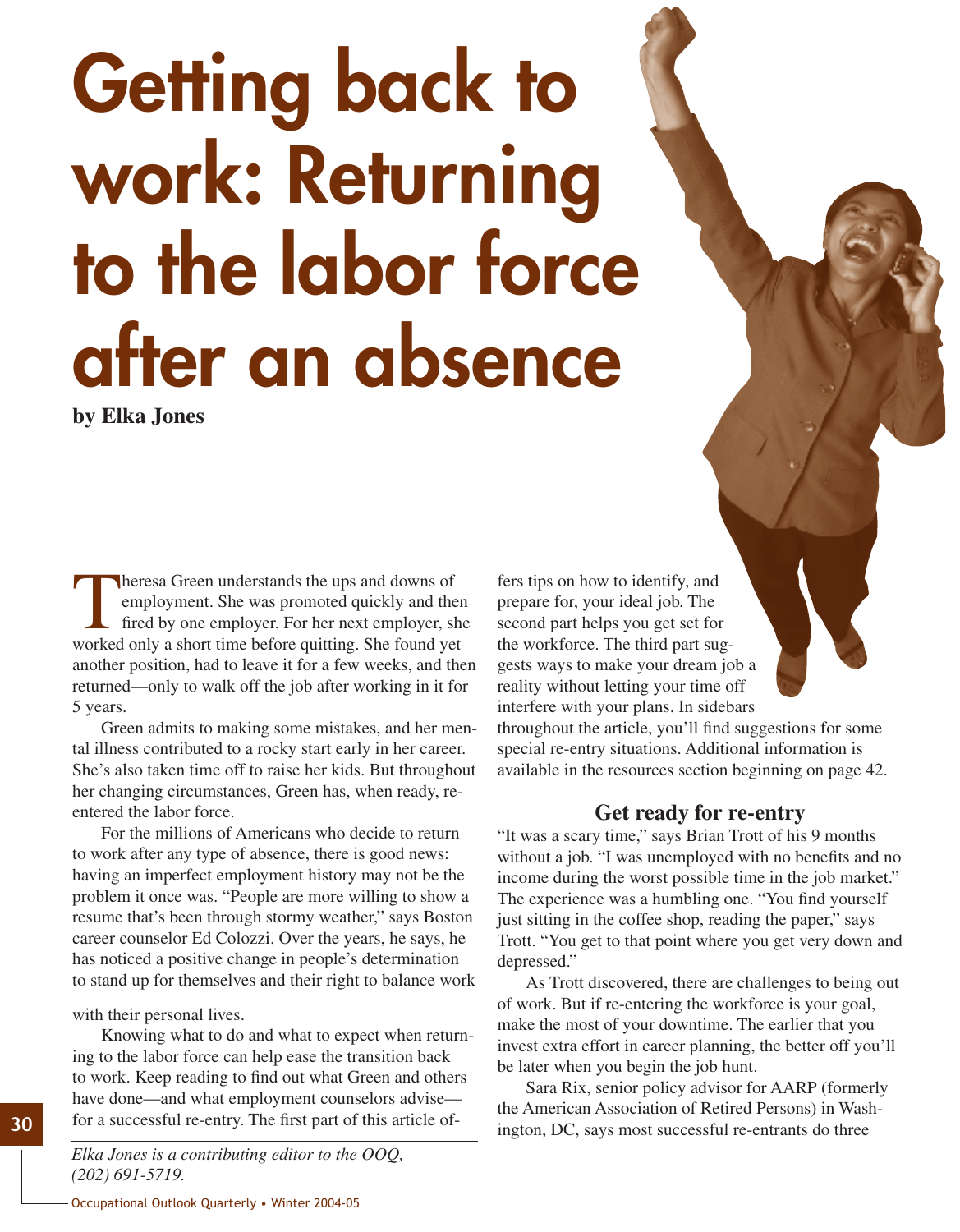# Getting back to work: Returning to the labor force after an absence

**by Elka Jones**

Theresa Green understands the ups and downs of employment. She was promoted quickly and then fired by one employer. For her next employer, she worked only a short time before quitting. She found yet another position, had to leave it for a few weeks, and then returned—only to walk off the job after working in it for 5 years.

Green admits to making some mistakes, and her mental illness contributed to a rocky start early in her career. She's also taken time off to raise her kids. But throughout her changing circumstances, Green has, when ready, re-entered the labor force.

For the millions of Americans who decide to return to work after any type of absence, there is good news: having an imperfect employment history may not be the problem it once was. "People are more willing to show a resume that's been through stormy weather," says Boston career counselor Ed Colozzi. Over the years, he says, he has noticed a positive change in people's determination to stand up for themselves and their right to balance work with their personal lives.

Knowing what to do and what to expect when returning to the labor force can help ease the transition back to work. Keep reading to find out what Green and others have done—and what employment counselors advise—for a successful re-entry. The first part of this article offers tips on how to identify, and prepare for, your ideal job. The second part helps you get set for the workforce. The third part suggests ways to make your dream job a reality without letting your time off interfere with your plans. In sidebars throughout the article, you'll find suggestions for some special re-entry situations. Additional information is available in the resources section beginning on page 42.

*Elka Jones is a contributing editor to the OOQ, (202) 691-5719.*

## Get ready for re-entry

"It was a scary time," says Brian Trott of his 9 months without a job. "I was unemployed with no benefits and no income during the worst possible time in the job market." The experience was a humbling one. "You find yourself just sitting in the coffee shop, reading the paper," says Trott. "You get to that point where you get very down and depressed."

As Trott discovered, there are challenges to being out of work. But if re-entering the workforce is your goal, make the most of your downtime. The earlier that you invest extra effort in career planning, the better off you'll be later when you begin the job hunt.

Sara Rix, senior policy advisor for AARP (formerly the American Association of Retired Persons) in Washington, DC, says most successful re-entrants do three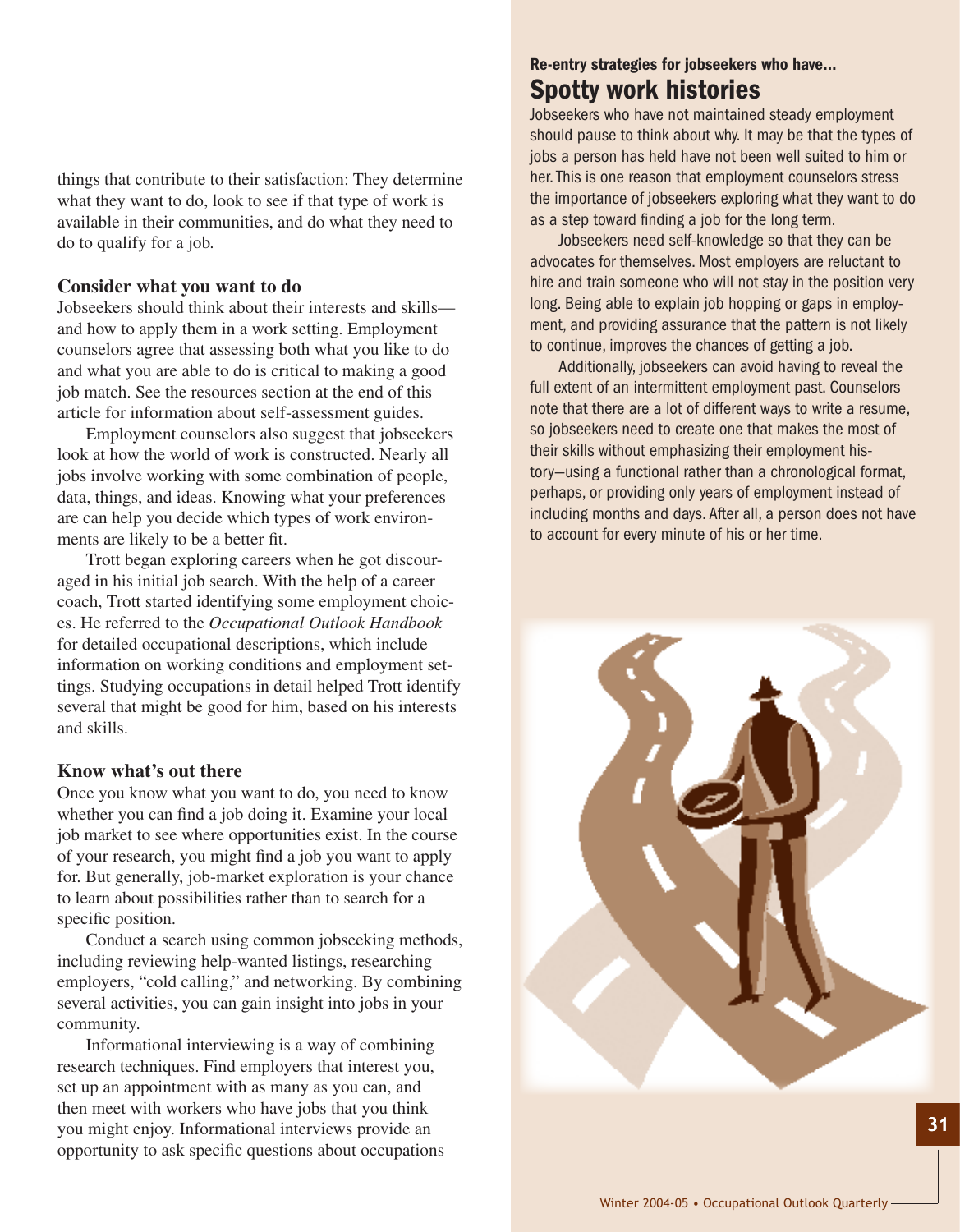things that contribute to their satisfaction: They determine what they want to do, look to see if that type of work is available in their communities, and do what they need to do to qualify for a job.

### Consider what you want to do

Jobseekers should think about their interests and skills—and how to apply them in a work setting. Employment counselors agree that assessing both what you like to do and what you are able to do is critical to making a good job match. See the resources section at the end of this article for information about self-assessment guides.

Employment counselors also suggest that jobseekers look at how the world of work is constructed. Nearly all jobs involve working with some combination of people, data, things, and ideas. Knowing what your preferences are can help you decide which types of work environments are likely to be a better fit.

Trott began exploring careers when he got discouraged in his initial job search. With the help of a career coach, Trott started identifying some employment choices. He referred to the *Occupational Outlook Handbook* for detailed occupational descriptions, which include information on working conditions and employment settings. Studying occupations in detail helped Trott identify several that might be good for him, based on his interests and skills.

### Know what's out there

Once you know what you want to do, you need to know whether you can find a job doing it. Examine your local job market to see where opportunities exist. In the course of your research, you might find a job you want to apply for. But generally, job-market exploration is your chance to learn about possibilities rather than to search for a specific position.

Conduct a search using common jobseeking methods, including reviewing help-wanted listings, researching employers, "cold calling," and networking. By combining several activities, you can gain insight into jobs in your community.

Informational interviewing is a way of combining research techniques. Find employers that interest you, set up an appointment with as many as you can, and then meet with workers who have jobs that you think you might enjoy. Informational interviews provide an opportunity to ask specific questions about occupations

**Re-entry strategies for jobseekers who have...**

## Spotty work histories

Jobseekers who have not maintained steady employment should pause to think about why. It may be that the types of jobs a person has held have not been well suited to him or her. This is one reason that employment counselors stress the importance of jobseekers exploring what they want to do as a step toward finding a job for the long term.

Jobseekers need self-knowledge so that they can be advocates for themselves. Most employers are reluctant to hire and train someone who will not stay in the position very long. Being able to explain job hopping or gaps in employment, and providing assurance that the pattern is not likely to continue, improves the chances of getting a job.

Additionally, jobseekers can avoid having to reveal the full extent of an intermittent employment past. Counselors note that there are a lot of different ways to write a resume, so jobseekers need to create one that makes the most of their skills without emphasizing their employment history—using a functional rather than a chronological format, perhaps, or providing only years of employment instead of including months and days. After all, a person does not have to account for every minute of his or her time.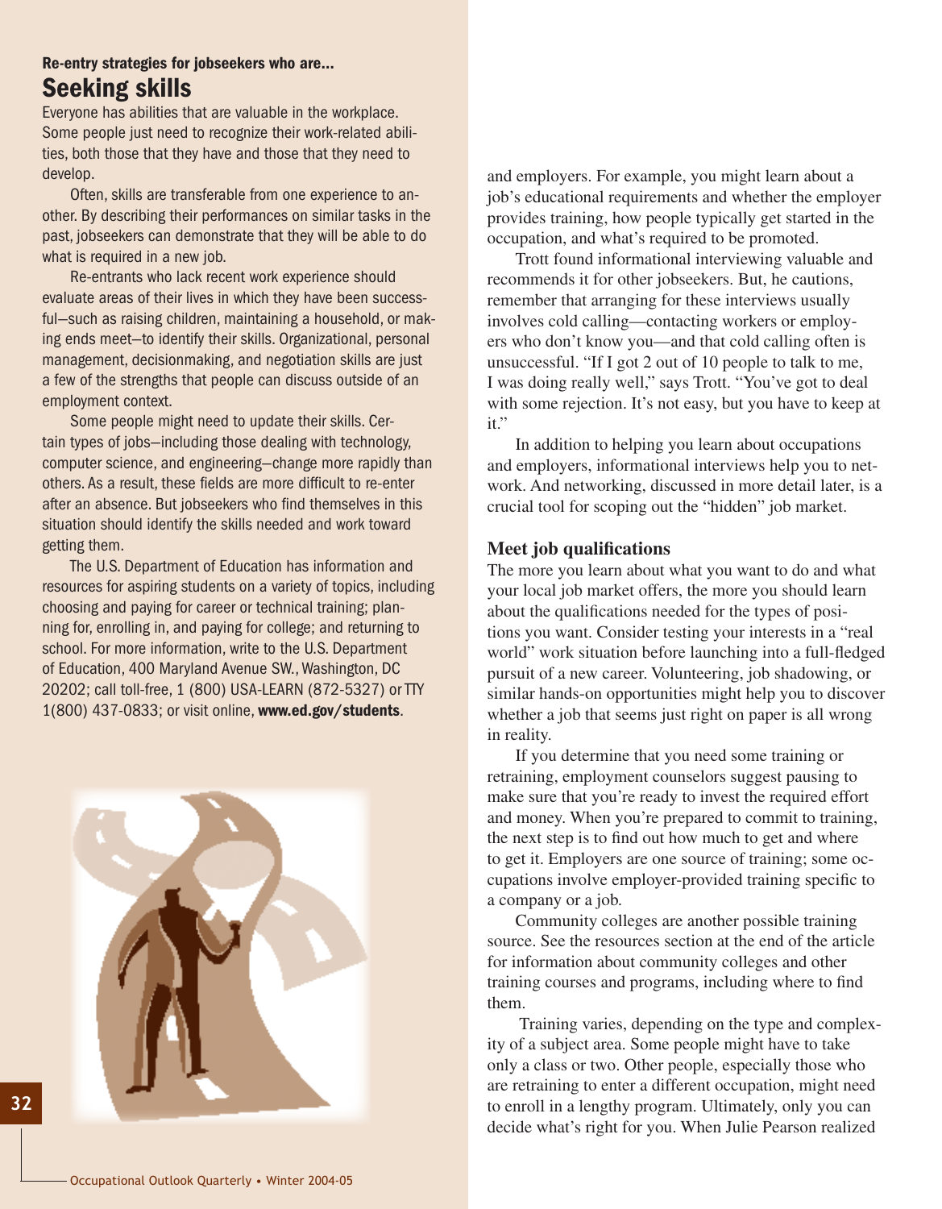## Re-entry strategies for jobseekers who are...

# Seeking skills

Everyone has abilities that are valuable in the workplace. Some people just need to recognize their work-related abilities, both those that they have and those that they need to develop.

Often, skills are transferable from one experience to another. By describing their performances on similar tasks in the past, jobseekers can demonstrate that they will be able to do what is required in a new job.

Re-entrants who lack recent work experience should evaluate areas of their lives in which they have been successful—such as raising children, maintaining a household, or making ends meet—to identify their skills. Organizational, personal management, decisionmaking, and negotiation skills are just a few of the strengths that people can discuss outside of an employment context.

Some people might need to update their skills. Certain types of jobs—including those dealing with technology, computer science, and engineering—change more rapidly than others. As a result, these fields are more difficult to re-enter after an absence. But jobseekers who find themselves in this situation should identify the skills needed and work toward getting them.

The U.S. Department of Education has information and resources for aspiring students on a variety of topics, including choosing and paying for career or technical training; planning for, enrolling in, and paying for college; and returning to school. For more information, write to the U.S. Department of Education, 400 Maryland Avenue SW., Washington, DC 20202; call toll-free, 1 (800) USA-LEARN (872-5327) or TTY 1(800) 437-0833; or visit online, **www.ed.gov/students**.

and employers. For example, you might learn about a job's educational requirements and whether the employer provides training, how people typically get started in the occupation, and what's required to be promoted.

Trott found informational interviewing valuable and recommends it for other jobseekers. But, he cautions, remember that arranging for these interviews usually involves cold calling—contacting workers or employers who don't know you—and that cold calling often is unsuccessful. "If I got 2 out of 10 people to talk to me, I was doing really well," says Trott. "You've got to deal with some rejection. It's not easy, but you have to keep at it."

In addition to helping you learn about occupations and employers, informational interviews help you to network. And networking, discussed in more detail later, is a crucial tool for scoping out the "hidden" job market.

### Meet job qualifications

The more you learn about what you want to do and what your local job market offers, the more you should learn about the qualifications needed for the types of positions you want. Consider testing your interests in a "real world" work situation before launching into a full-fledged pursuit of a new career. Volunteering, job shadowing, or similar hands-on opportunities might help you to discover whether a job that seems just right on paper is all wrong in reality.

If you determine that you need some training or retraining, employment counselors suggest pausing to make sure that you're ready to invest the required effort and money. When you're prepared to commit to training, the next step is to find out how much to get and where to get it. Employers are one source of training; some occupations involve employer-provided training specific to a company or a job.

Community colleges are another possible training source. See the resources section at the end of the article for information about community colleges and other training courses and programs, including where to find them.

Training varies, depending on the type and complexity of a subject area. Some people might have to take only a class or two. Other people, especially those who are retraining to enter a different occupation, might need to enroll in a lengthy program. Ultimately, only you can decide what's right for you. When Julie Pearson realized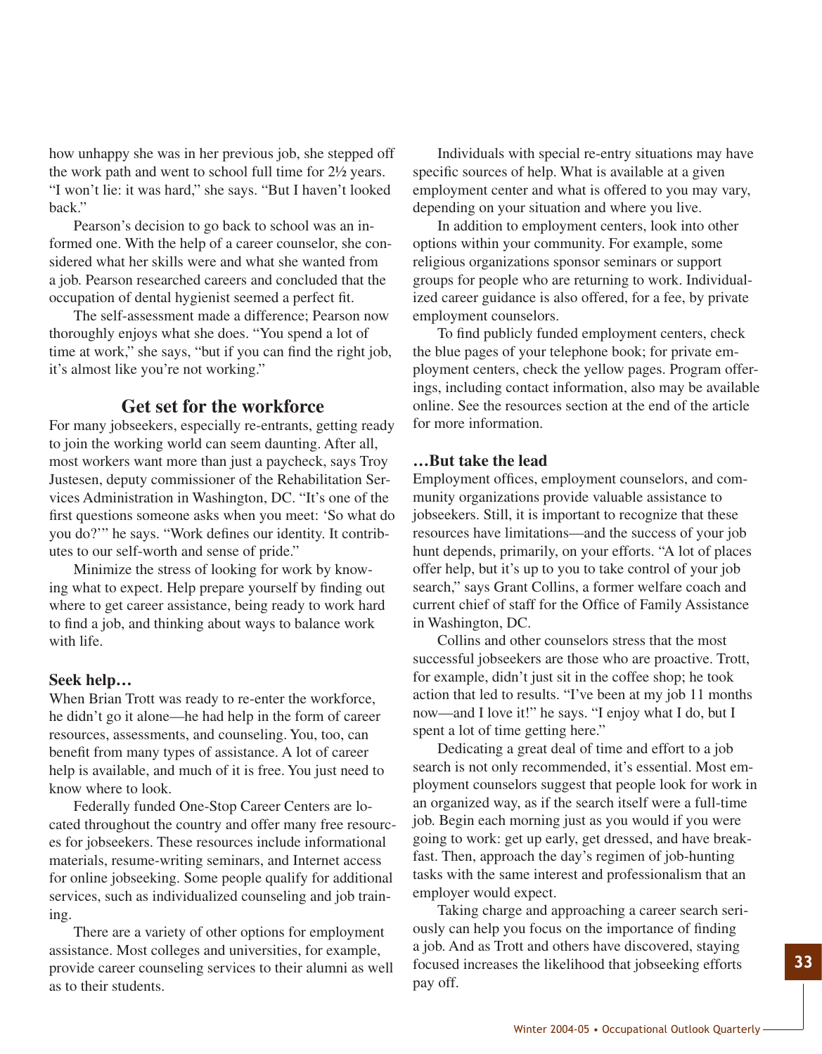how unhappy she was in her previous job, she stepped off the work path and went to school full time for 2½ years. "I won't lie: it was hard," she says. "But I haven't looked back."

Pearson's decision to go back to school was an informed one. With the help of a career counselor, she considered what her skills were and what she wanted from a job. Pearson researched careers and concluded that the occupation of dental hygienist seemed a perfect fit.

The self-assessment made a difference; Pearson now thoroughly enjoys what she does. "You spend a lot of time at work," she says, "but if you can find the right job, it's almost like you're not working."

## Get set for the workforce

For many jobseekers, especially re-entrants, getting ready to join the working world can seem daunting. After all, most workers want more than just a paycheck, says Troy Justesen, deputy commissioner of the Rehabilitation Services Administration in Washington, DC. "It's one of the first questions someone asks when you meet: 'So what do you do?'" he says. "Work defines our identity. It contributes to our self-worth and sense of pride."

Minimize the stress of looking for work by knowing what to expect. Help prepare yourself by finding out where to get career assistance, being ready to work hard to find a job, and thinking about ways to balance work with life.

### Seek help…

When Brian Trott was ready to re-enter the workforce, he didn't go it alone—he had help in the form of career resources, assessments, and counseling. You, too, can benefit from many types of assistance. A lot of career help is available, and much of it is free. You just need to know where to look.

Federally funded One-Stop Career Centers are located throughout the country and offer many free resources for jobseekers. These resources include informational materials, resume-writing seminars, and Internet access for online jobseeking. Some people qualify for additional services, such as individualized counseling and job training.

There are a variety of other options for employment assistance. Most colleges and universities, for example, provide career counseling services to their alumni as well as to their students.

Individuals with special re-entry situations may have specific sources of help. What is available at a given employment center and what is offered to you may vary, depending on your situation and where you live.

In addition to employment centers, look into other options within your community. For example, some religious organizations sponsor seminars or support groups for people who are returning to work. Individualized career guidance is also offered, for a fee, by private employment counselors.

To find publicly funded employment centers, check the blue pages of your telephone book; for private employment centers, check the yellow pages. Program offerings, including contact information, also may be available online. See the resources section at the end of the article for more information.

### …But take the lead

Employment offices, employment counselors, and community organizations provide valuable assistance to jobseekers. Still, it is important to recognize that these resources have limitations—and the success of your job hunt depends, primarily, on your efforts. "A lot of places offer help, but it's up to you to take control of your job search," says Grant Collins, a former welfare coach and current chief of staff for the Office of Family Assistance in Washington, DC.

Collins and other counselors stress that the most successful jobseekers are those who are proactive. Trott, for example, didn't just sit in the coffee shop; he took action that led to results. "I've been at my job 11 months now—and I love it!" he says. "I enjoy what I do, but I spent a lot of time getting here."

Dedicating a great deal of time and effort to a job search is not only recommended, it's essential. Most employment counselors suggest that people look for work in an organized way, as if the search itself were a full-time job. Begin each morning just as you would if you were going to work: get up early, get dressed, and have breakfast. Then, approach the day's regimen of job-hunting tasks with the same interest and professionalism that an employer would expect.

Taking charge and approaching a career search seriously can help you focus on the importance of finding a job. And as Trott and others have discovered, staying focused increases the likelihood that jobseeking efforts pay off.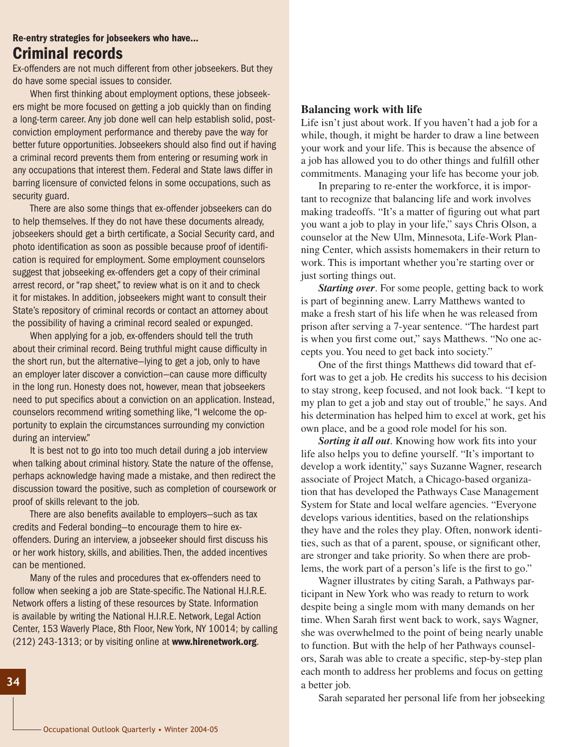### Re-entry strategies for jobseekers who have...

## Criminal records

Ex-offenders are not much different from other jobseekers. But they do have some special issues to consider.

When first thinking about employment options, these jobseekers might be more focused on getting a job quickly than on finding a long-term career. Any job done well can help establish solid, post-conviction employment performance and thereby pave the way for better future opportunities. Jobseekers should also find out if having a criminal record prevents them from entering or resuming work in any occupations that interest them. Federal and State laws differ in barring licensure of convicted felons in some occupations, such as security guard.

There are also some things that ex-offender jobseekers can do to help themselves. If they do not have these documents already, jobseekers should get a birth certificate, a Social Security card, and photo identification as soon as possible because proof of identification is required for employment. Some employment counselors suggest that jobseeking ex-offenders get a copy of their criminal arrest record, or "rap sheet," to review what is on it and to check it for mistakes. In addition, jobseekers might want to consult their State's repository of criminal records or contact an attorney about the possibility of having a criminal record sealed or expunged.

When applying for a job, ex-offenders should tell the truth about their criminal record. Being truthful might cause difficulty in the short run, but the alternative—lying to get a job, only to have an employer later discover a conviction—can cause more difficulty in the long run. Honesty does not, however, mean that jobseekers need to put specifics about a conviction on an application. Instead, counselors recommend writing something like, "I welcome the opportunity to explain the circumstances surrounding my conviction during an interview."

It is best not to go into too much detail during a job interview when talking about criminal history. State the nature of the offense, perhaps acknowledge having made a mistake, and then redirect the discussion toward the positive, such as completion of coursework or proof of skills relevant to the job.

There are also benefits available to employers—such as tax credits and Federal bonding—to encourage them to hire ex-offenders. During an interview, a jobseeker should first discuss his or her work history, skills, and abilities. Then, the added incentives can be mentioned.

Many of the rules and procedures that ex-offenders need to follow when seeking a job are State-specific. The National H.I.R.E. Network offers a listing of these resources by State. Information is available by writing the National H.I.R.E. Network, Legal Action Center, 153 Waverly Place, 8th Floor, New York, NY 10014; by calling (212) 243-1313; or by visiting online at **www.hirenetwork.org**.

### Balancing work with life

Life isn't just about work. If you haven't had a job for a while, though, it might be harder to draw a line between your work and your life. This is because the absence of a job has allowed you to do other things and fulfill other commitments. Managing your life has become your job.

In preparing to re-enter the workforce, it is important to recognize that balancing life and work involves making tradeoffs. "It's a matter of figuring out what part you want a job to play in your life," says Chris Olson, a counselor at the New Ulm, Minnesota, Life-Work Planning Center, which assists homemakers in their return to work. This is important whether you're starting over or just sorting things out.

***Starting over***. For some people, getting back to work is part of beginning anew. Larry Matthews wanted to make a fresh start of his life when he was released from prison after serving a 7-year sentence. "The hardest part is when you first come out," says Matthews. "No one accepts you. You need to get back into society."

One of the first things Matthews did toward that effort was to get a job. He credits his success to his decision to stay strong, keep focused, and not look back. "I kept to my plan to get a job and stay out of trouble," he says. And his determination has helped him to excel at work, get his own place, and be a good role model for his son.

***Sorting it all out***. Knowing how work fits into your life also helps you to define yourself. "It's important to develop a work identity," says Suzanne Wagner, research associate of Project Match, a Chicago-based organization that has developed the Pathways Case Management System for State and local welfare agencies. "Everyone develops various identities, based on the relationships they have and the roles they play. Often, nonwork identities, such as that of a parent, spouse, or significant other, are stronger and take priority. So when there are problems, the work part of a person's life is the first to go."

Wagner illustrates by citing Sarah, a Pathways participant in New York who was ready to return to work despite being a single mom with many demands on her time. When Sarah first went back to work, says Wagner, she was overwhelmed to the point of being nearly unable to function. But with the help of her Pathways counselors, Sarah was able to create a specific, step-by-step plan each month to address her problems and focus on getting a better job.

Sarah separated her personal life from her jobseeking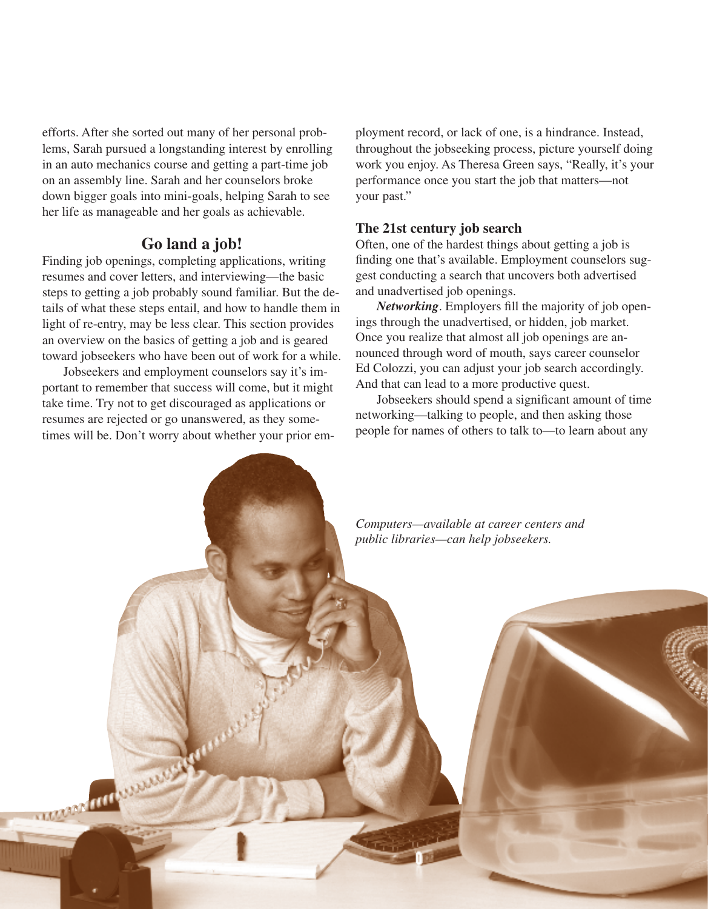efforts. After she sorted out many of her personal problems, Sarah pursued a longstanding interest by enrolling in an auto mechanics course and getting a part-time job on an assembly line. Sarah and her counselors broke down bigger goals into mini-goals, helping Sarah to see her life as manageable and her goals as achievable.

## Go land a job!

Finding job openings, completing applications, writing resumes and cover letters, and interviewing—the basic steps to getting a job probably sound familiar. But the details of what these steps entail, and how to handle them in light of re-entry, may be less clear. This section provides an overview on the basics of getting a job and is geared toward jobseekers who have been out of work for a while.

Jobseekers and employment counselors say it's important to remember that success will come, but it might take time. Try not to get discouraged as applications or resumes are rejected or go unanswered, as they sometimes will be. Don't worry about whether your prior employment record, or lack of one, is a hindrance. Instead, throughout the jobseeking process, picture yourself doing work you enjoy. As Theresa Green says, "Really, it's your performance once you start the job that matters—not your past."

### The 21st century job search

Often, one of the hardest things about getting a job is finding one that's available. Employment counselors suggest conducting a search that uncovers both advertised and unadvertised job openings.

***Networking***. Employers fill the majority of job openings through the unadvertised, or hidden, job market. Once you realize that almost all job openings are announced through word of mouth, says career counselor Ed Colozzi, you can adjust your job search accordingly. And that can lead to a more productive quest.

Jobseekers should spend a significant amount of time networking—talking to people, and then asking those people for names of others to talk to—to learn about any

*Computers—available at career centers and public libraries—can help jobseekers.*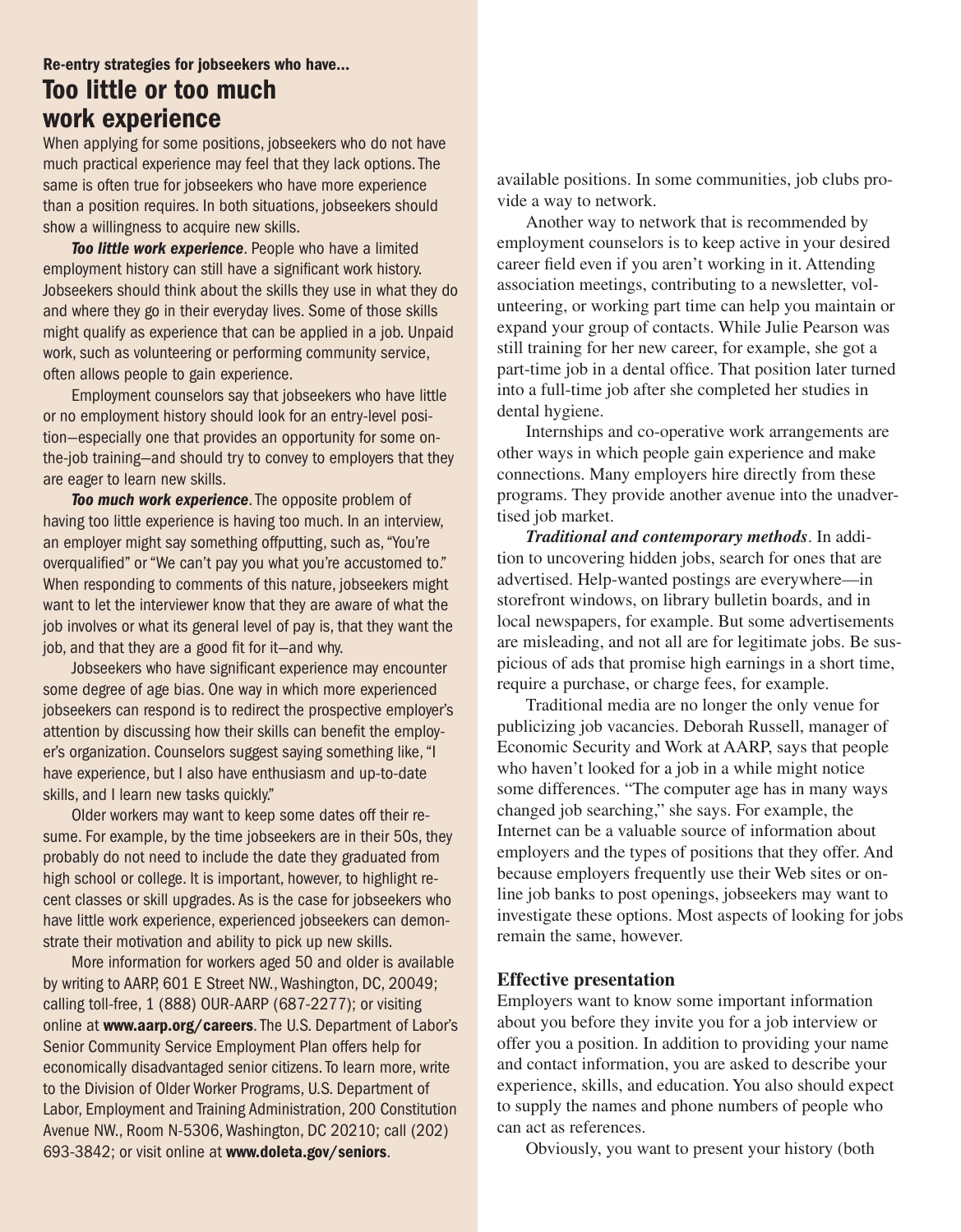Re-entry strategies for jobseekers who have...

## Too little or too much work experience

When applying for some positions, jobseekers who do not have much practical experience may feel that they lack options. The same is often true for jobseekers who have more experience than a position requires. In both situations, jobseekers should show a willingness to acquire new skills.

***Too little work experience***. People who have a limited employment history can still have a significant work history. Jobseekers should think about the skills they use in what they do and where they go in their everyday lives. Some of those skills might qualify as experience that can be applied in a job. Unpaid work, such as volunteering or performing community service, often allows people to gain experience.

Employment counselors say that jobseekers who have little or no employment history should look for an entry-level position—especially one that provides an opportunity for some on-the-job training—and should try to convey to employers that they are eager to learn new skills.

***Too much work experience***. The opposite problem of having too little experience is having too much. In an interview, an employer might say something offputting, such as, "You're overqualified" or "We can't pay you what you're accustomed to." When responding to comments of this nature, jobseekers might want to let the interviewer know that they are aware of what the job involves or what its general level of pay is, that they want the job, and that they are a good fit for it—and why.

Jobseekers who have significant experience may encounter some degree of age bias. One way in which more experienced jobseekers can respond is to redirect the prospective employer's attention by discussing how their skills can benefit the employer's organization. Counselors suggest saying something like, "I have experience, but I also have enthusiasm and up-to-date skills, and I learn new tasks quickly."

Older workers may want to keep some dates off their resume. For example, by the time jobseekers are in their 50s, they probably do not need to include the date they graduated from high school or college. It is important, however, to highlight recent classes or skill upgrades. As is the case for jobseekers who have little work experience, experienced jobseekers can demonstrate their motivation and ability to pick up new skills.

More information for workers aged 50 and older is available by writing to AARP, 601 E Street NW., Washington, DC, 20049; calling toll-free, 1 (888) OUR-AARP (687-2277); or visiting online at **www.aarp.org/careers**. The U.S. Department of Labor's Senior Community Service Employment Plan offers help for economically disadvantaged senior citizens. To learn more, write to the Division of Older Worker Programs, U.S. Department of Labor, Employment and Training Administration, 200 Constitution Avenue NW., Room N-5306, Washington, DC 20210; call (202) 693-3842; or visit online at **www.doleta.gov/seniors**.

---

available positions. In some communities, job clubs provide a way to network.

Another way to network that is recommended by employment counselors is to keep active in your desired career field even if you aren't working in it. Attending association meetings, contributing to a newsletter, volunteering, or working part time can help you maintain or expand your group of contacts. While Julie Pearson was still training for her new career, for example, she got a part-time job in a dental office. That position later turned into a full-time job after she completed her studies in dental hygiene.

Internships and co-operative work arrangements are other ways in which people gain experience and make connections. Many employers hire directly from these programs. They provide another avenue into the unadvertised job market.

***Traditional and contemporary methods***. In addition to uncovering hidden jobs, search for ones that are advertised. Help-wanted postings are everywhere—in storefront windows, on library bulletin boards, and in local newspapers, for example. But some advertisements are misleading, and not all are for legitimate jobs. Be suspicious of ads that promise high earnings in a short time, require a purchase, or charge fees, for example.

Traditional media are no longer the only venue for publicizing job vacancies. Deborah Russell, manager of Economic Security and Work at AARP, says that people who haven't looked for a job in a while might notice some differences. "The computer age has in many ways changed job searching," she says. For example, the Internet can be a valuable source of information about employers and the types of positions that they offer. And because employers frequently use their Web sites or online job banks to post openings, jobseekers may want to investigate these options. Most aspects of looking for jobs remain the same, however.

### Effective presentation

Employers want to know some important information about you before they invite you for a job interview or offer you a position. In addition to providing your name and contact information, you are asked to describe your experience, skills, and education. You also should expect to supply the names and phone numbers of people who can act as references.

Obviously, you want to present your history (both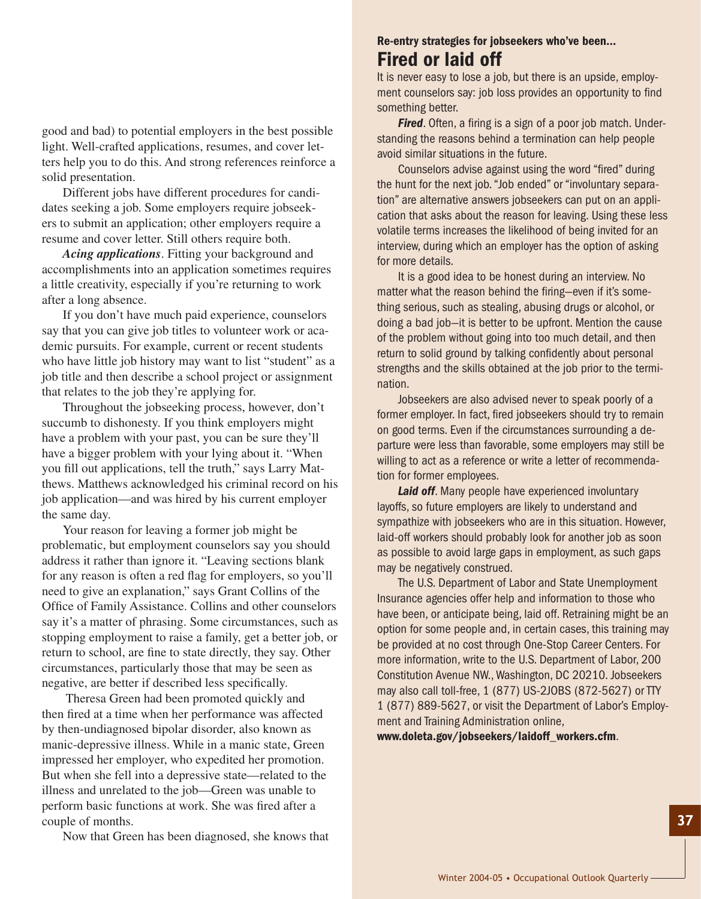good and bad) to potential employers in the best possible light. Well-crafted applications, resumes, and cover letters help you to do this. And strong references reinforce a solid presentation.

Different jobs have different procedures for candidates seeking a job. Some employers require jobseekers to submit an application; other employers require a resume and cover letter. Still others require both.

***Acing applications***. Fitting your background and accomplishments into an application sometimes requires a little creativity, especially if you're returning to work after a long absence.

If you don't have much paid experience, counselors say that you can give job titles to volunteer work or academic pursuits. For example, current or recent students who have little job history may want to list "student" as a job title and then describe a school project or assignment that relates to the job they're applying for.

Throughout the jobseeking process, however, don't succumb to dishonesty. If you think employers might have a problem with your past, you can be sure they'll have a bigger problem with your lying about it. "When you fill out applications, tell the truth," says Larry Matthews. Matthews acknowledged his criminal record on his job application—and was hired by his current employer the same day.

Your reason for leaving a former job might be problematic, but employment counselors say you should address it rather than ignore it. "Leaving sections blank for any reason is often a red flag for employers, so you'll need to give an explanation," says Grant Collins of the Office of Family Assistance. Collins and other counselors say it's a matter of phrasing. Some circumstances, such as stopping employment to raise a family, get a better job, or return to school, are fine to state directly, they say. Other circumstances, particularly those that may be seen as negative, are better if described less specifically.

Theresa Green had been promoted quickly and then fired at a time when her performance was affected by then-undiagnosed bipolar disorder, also known as manic-depressive illness. While in a manic state, Green impressed her employer, who expedited her promotion. But when she fell into a depressive state—related to the illness and unrelated to the job—Green was unable to perform basic functions at work. She was fired after a couple of months.

Now that Green has been diagnosed, she knows that

**Re-entry strategies for jobseekers who've been...**

## Fired or laid off

It is never easy to lose a job, but there is an upside, employment counselors say: job loss provides an opportunity to find something better.

***Fired***. Often, a firing is a sign of a poor job match. Understanding the reasons behind a termination can help people avoid similar situations in the future.

Counselors advise against using the word "fired" during the hunt for the next job. "Job ended" or "involuntary separation" are alternative answers jobseekers can put on an application that asks about the reason for leaving. Using these less volatile terms increases the likelihood of being invited for an interview, during which an employer has the option of asking for more details.

It is a good idea to be honest during an interview. No matter what the reason behind the firing—even if it's something serious, such as stealing, abusing drugs or alcohol, or doing a bad job—it is better to be upfront. Mention the cause of the problem without going into too much detail, and then return to solid ground by talking confidently about personal strengths and the skills obtained at the job prior to the termination.

Jobseekers are also advised never to speak poorly of a former employer. In fact, fired jobseekers should try to remain on good terms. Even if the circumstances surrounding a departure were less than favorable, some employers may still be willing to act as a reference or write a letter of recommendation for former employees.

***Laid off***. Many people have experienced involuntary layoffs, so future employers are likely to understand and sympathize with jobseekers who are in this situation. However, laid-off workers should probably look for another job as soon as possible to avoid large gaps in employment, as such gaps may be negatively construed.

The U.S. Department of Labor and State Unemployment Insurance agencies offer help and information to those who have been, or anticipate being, laid off. Retraining might be an option for some people and, in certain cases, this training may be provided at no cost through One-Stop Career Centers. For more information, write to the U.S. Department of Labor, 200 Constitution Avenue NW., Washington, DC 20210. Jobseekers may also call toll-free, 1 (877) US-2JOBS (872-5627) or TTY 1 (877) 889-5627, or visit the Department of Labor's Employment and Training Administration online, **www.doleta.gov/jobseekers/laidoff_workers.cfm**.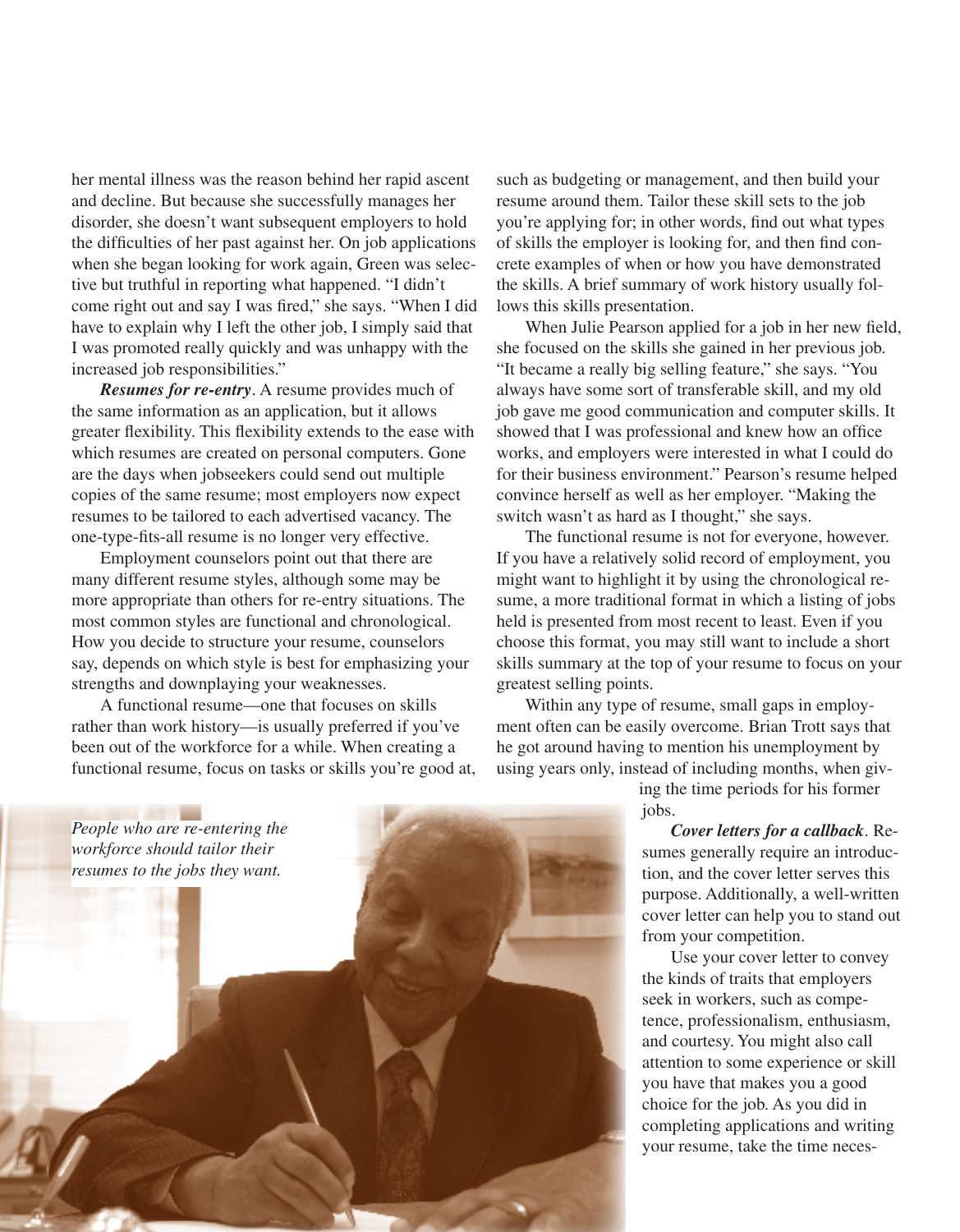her mental illness was the reason behind her rapid ascent and decline. But because she successfully manages her disorder, she doesn't want subsequent employers to hold the difficulties of her past against her. On job applications when she began looking for work again, Green was selective but truthful in reporting what happened. "I didn't come right out and say I was fired," she says. "When I did have to explain why I left the other job, I simply said that I was promoted really quickly and was unhappy with the increased job responsibilities."

***Resumes for re-entry***. A resume provides much of the same information as an application, but it allows greater flexibility. This flexibility extends to the ease with which resumes are created on personal computers. Gone are the days when jobseekers could send out multiple copies of the same resume; most employers now expect resumes to be tailored to each advertised vacancy. The one-type-fits-all resume is no longer very effective.

Employment counselors point out that there are many different resume styles, although some may be more appropriate than others for re-entry situations. The most common styles are functional and chronological. How you decide to structure your resume, counselors say, depends on which style is best for emphasizing your strengths and downplaying your weaknesses.

A functional resume—one that focuses on skills rather than work history—is usually preferred if you've been out of the workforce for a while. When creating a functional resume, focus on tasks or skills you're good at, such as budgeting or management, and then build your resume around them. Tailor these skill sets to the job you're applying for; in other words, find out what types of skills the employer is looking for, and then find concrete examples of when or how you have demonstrated the skills. A brief summary of work history usually follows this skills presentation.

When Julie Pearson applied for a job in her new field, she focused on the skills she gained in her previous job. "It became a really big selling feature," she says. "You always have some sort of transferable skill, and my old job gave me good communication and computer skills. It showed that I was professional and knew how an office works, and employers were interested in what I could do for their business environment." Pearson's resume helped convince herself as well as her employer. "Making the switch wasn't as hard as I thought," she says.

The functional resume is not for everyone, however. If you have a relatively solid record of employment, you might want to highlight it by using the chronological resume, a more traditional format in which a listing of jobs held is presented from most recent to least. Even if you choose this format, you may still want to include a short skills summary at the top of your resume to focus on your greatest selling points.

Within any type of resume, small gaps in employment often can be easily overcome. Brian Trott says that he got around having to mention his unemployment by using years only, instead of including months, when giving the time periods for his former jobs.

*People who are re-entering the workforce should tailor their resumes to the jobs they want.*

***Cover letters for a callback***. Resumes generally require an introduction, and the cover letter serves this purpose. Additionally, a well-written cover letter can help you to stand out from your competition.

Use your cover letter to convey the kinds of traits that employers seek in workers, such as competence, professionalism, enthusiasm, and courtesy. You might also call attention to some experience or skill you have that makes you a good choice for the job. As you did in completing applications and writing your resume, take the time neces-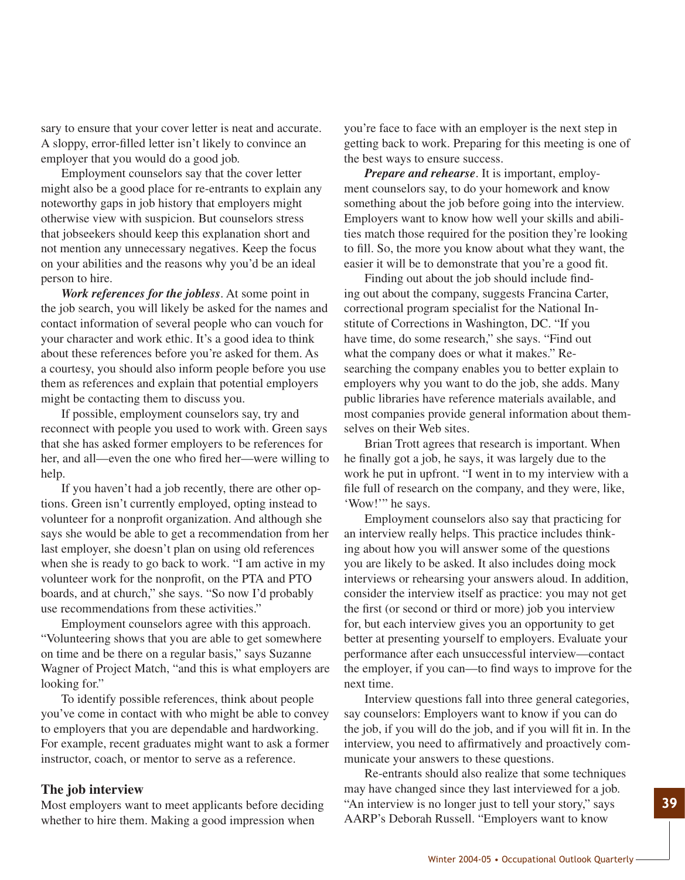sary to ensure that your cover letter is neat and accurate. A sloppy, error-filled letter isn't likely to convince an employer that you would do a good job.

Employment counselors say that the cover letter might also be a good place for re-entrants to explain any noteworthy gaps in job history that employers might otherwise view with suspicion. But counselors stress that jobseekers should keep this explanation short and not mention any unnecessary negatives. Keep the focus on your abilities and the reasons why you'd be an ideal person to hire.

***Work references for the jobless***. At some point in the job search, you will likely be asked for the names and contact information of several people who can vouch for your character and work ethic. It's a good idea to think about these references before you're asked for them. As a courtesy, you should also inform people before you use them as references and explain that potential employers might be contacting them to discuss you.

If possible, employment counselors say, try and reconnect with people you used to work with. Green says that she has asked former employers to be references for her, and all—even the one who fired her—were willing to help.

If you haven't had a job recently, there are other options. Green isn't currently employed, opting instead to volunteer for a nonprofit organization. And although she says she would be able to get a recommendation from her last employer, she doesn't plan on using old references when she is ready to go back to work. "I am active in my volunteer work for the nonprofit, on the PTA and PTO boards, and at church," she says. "So now I'd probably use recommendations from these activities."

Employment counselors agree with this approach. "Volunteering shows that you are able to get somewhere on time and be there on a regular basis," says Suzanne Wagner of Project Match, "and this is what employers are looking for."

To identify possible references, think about people you've come in contact with who might be able to convey to employers that you are dependable and hardworking. For example, recent graduates might want to ask a former instructor, coach, or mentor to serve as a reference.

## The job interview

Most employers want to meet applicants before deciding whether to hire them. Making a good impression when you're face to face with an employer is the next step in getting back to work. Preparing for this meeting is one of the best ways to ensure success.

***Prepare and rehearse***. It is important, employment counselors say, to do your homework and know something about the job before going into the interview. Employers want to know how well your skills and abilities match those required for the position they're looking to fill. So, the more you know about what they want, the easier it will be to demonstrate that you're a good fit.

Finding out about the job should include finding out about the company, suggests Francina Carter, correctional program specialist for the National Institute of Corrections in Washington, DC. "If you have time, do some research," she says. "Find out what the company does or what it makes." Researching the company enables you to better explain to employers why you want to do the job, she adds. Many public libraries have reference materials available, and most companies provide general information about themselves on their Web sites.

Brian Trott agrees that research is important. When he finally got a job, he says, it was largely due to the work he put in upfront. "I went in to my interview with a file full of research on the company, and they were, like, 'Wow!'" he says.

Employment counselors also say that practicing for an interview really helps. This practice includes thinking about how you will answer some of the questions you are likely to be asked. It also includes doing mock interviews or rehearsing your answers aloud. In addition, consider the interview itself as practice: you may not get the first (or second or third or more) job you interview for, but each interview gives you an opportunity to get better at presenting yourself to employers. Evaluate your performance after each unsuccessful interview—contact the employer, if you can—to find ways to improve for the next time.

Interview questions fall into three general categories, say counselors: Employers want to know if you can do the job, if you will do the job, and if you will fit in. In the interview, you need to affirmatively and proactively communicate your answers to these questions.

Re-entrants should also realize that some techniques may have changed since they last interviewed for a job. "An interview is no longer just to tell your story," says AARP's Deborah Russell. "Employers want to know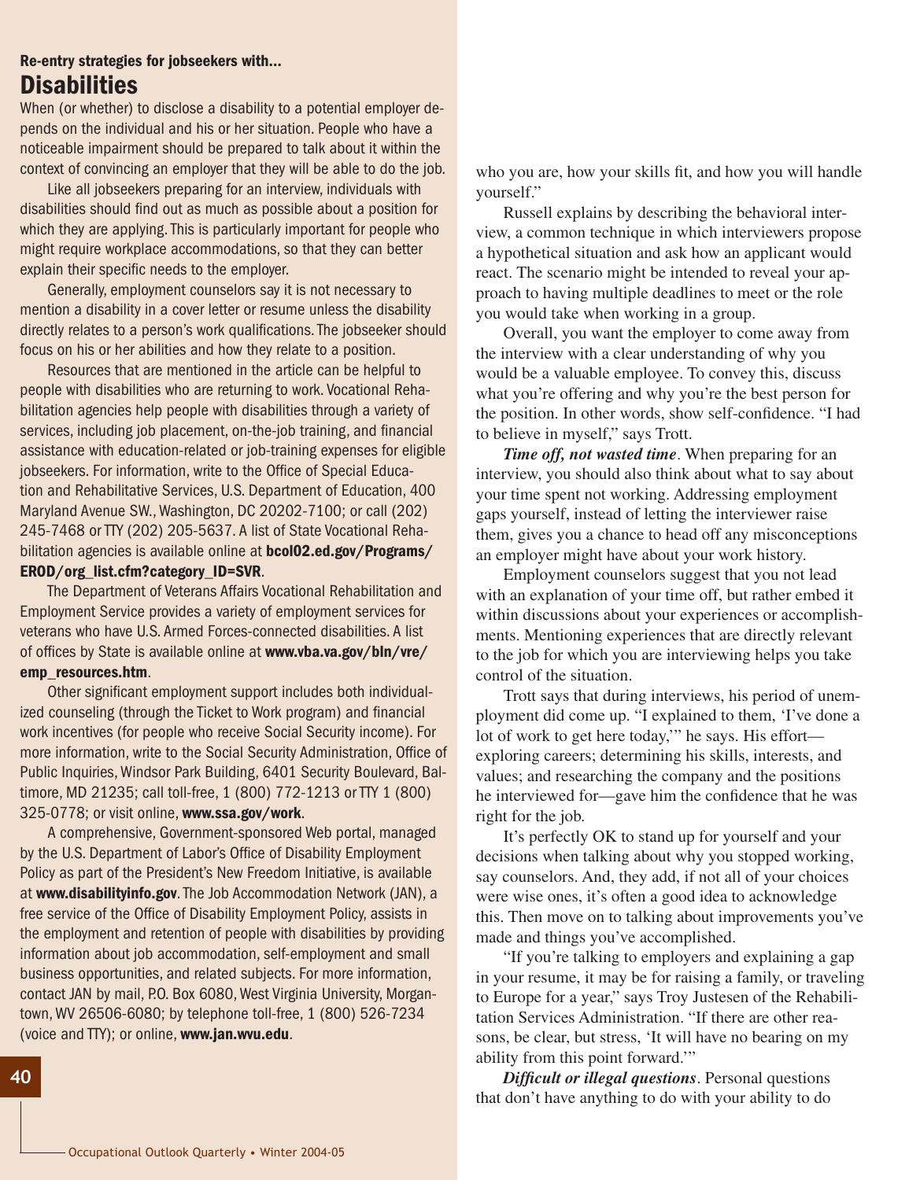### Re-entry strategies for jobseekers with...

## Disabilities

When (or whether) to disclose a disability to a potential employer depends on the individual and his or her situation. People who have a noticeable impairment should be prepared to talk about it within the context of convincing an employer that they will be able to do the job.

Like all jobseekers preparing for an interview, individuals with disabilities should find out as much as possible about a position for which they are applying. This is particularly important for people who might require workplace accommodations, so that they can better explain their specific needs to the employer.

Generally, employment counselors say it is not necessary to mention a disability in a cover letter or resume unless the disability directly relates to a person's work qualifications. The jobseeker should focus on his or her abilities and how they relate to a position.

Resources that are mentioned in the article can be helpful to people with disabilities who are returning to work. Vocational Rehabilitation agencies help people with disabilities through a variety of services, including job placement, on-the-job training, and financial assistance with education-related or job-training expenses for eligible jobseekers. For information, write to the Office of Special Education and Rehabilitative Services, U.S. Department of Education, 400 Maryland Avenue SW., Washington, DC 20202-7100; or call (202) 245-7468 or TTY (202) 205-5637. A list of State Vocational Rehabilitation agencies is available online at **bcol02.ed.gov/Programs/EROD/org_list.cfm?category_ID=SVR**.

The Department of Veterans Affairs Vocational Rehabilitation and Employment Service provides a variety of employment services for veterans who have U.S. Armed Forces-connected disabilities. A list of offices by State is available online at **www.vba.va.gov/bln/vre/emp_resources.htm**.

Other significant employment support includes both individualized counseling (through the Ticket to Work program) and financial work incentives (for people who receive Social Security income). For more information, write to the Social Security Administration, Office of Public Inquiries, Windsor Park Building, 6401 Security Boulevard, Baltimore, MD 21235; call toll-free, 1 (800) 772-1213 or TTY 1 (800) 325-0778; or visit online, **www.ssa.gov/work**.

A comprehensive, Government-sponsored Web portal, managed by the U.S. Department of Labor's Office of Disability Employment Policy as part of the President's New Freedom Initiative, is available at **www.disabilityinfo.gov**. The Job Accommodation Network (JAN), a free service of the Office of Disability Employment Policy, assists in the employment and retention of people with disabilities by providing information about job accommodation, self-employment and small business opportunities, and related subjects. For more information, contact JAN by mail, P.O. Box 6080, West Virginia University, Morgantown, WV 26506-6080; by telephone toll-free, 1 (800) 526-7234 (voice and TTY); or online, **www.jan.wvu.edu**.

who you are, how your skills fit, and how you will handle yourself."

Russell explains by describing the behavioral interview, a common technique in which interviewers propose a hypothetical situation and ask how an applicant would react. The scenario might be intended to reveal your approach to having multiple deadlines to meet or the role you would take when working in a group.

Overall, you want the employer to come away from the interview with a clear understanding of why you would be a valuable employee. To convey this, discuss what you're offering and why you're the best person for the position. In other words, show self-confidence. "I had to believe in myself," says Trott.

***Time off, not wasted time***. When preparing for an interview, you should also think about what to say about your time spent not working. Addressing employment gaps yourself, instead of letting the interviewer raise them, gives you a chance to head off any misconceptions an employer might have about your work history.

Employment counselors suggest that you not lead with an explanation of your time off, but rather embed it within discussions about your experiences or accomplishments. Mentioning experiences that are directly relevant to the job for which you are interviewing helps you take control of the situation.

Trott says that during interviews, his period of unemployment did come up. "I explained to them, 'I've done a lot of work to get here today,'" he says. His effort—exploring careers; determining his skills, interests, and values; and researching the company and the positions he interviewed for—gave him the confidence that he was right for the job.

It's perfectly OK to stand up for yourself and your decisions when talking about why you stopped working, say counselors. And, they add, if not all of your choices were wise ones, it's often a good idea to acknowledge this. Then move on to talking about improvements you've made and things you've accomplished.

"If you're talking to employers and explaining a gap in your resume, it may be for raising a family, or traveling to Europe for a year," says Troy Justesen of the Rehabilitation Services Administration. "If there are other reasons, be clear, but stress, 'It will have no bearing on my ability from this point forward.'"

***Difficult or illegal questions***. Personal questions that don't have anything to do with your ability to do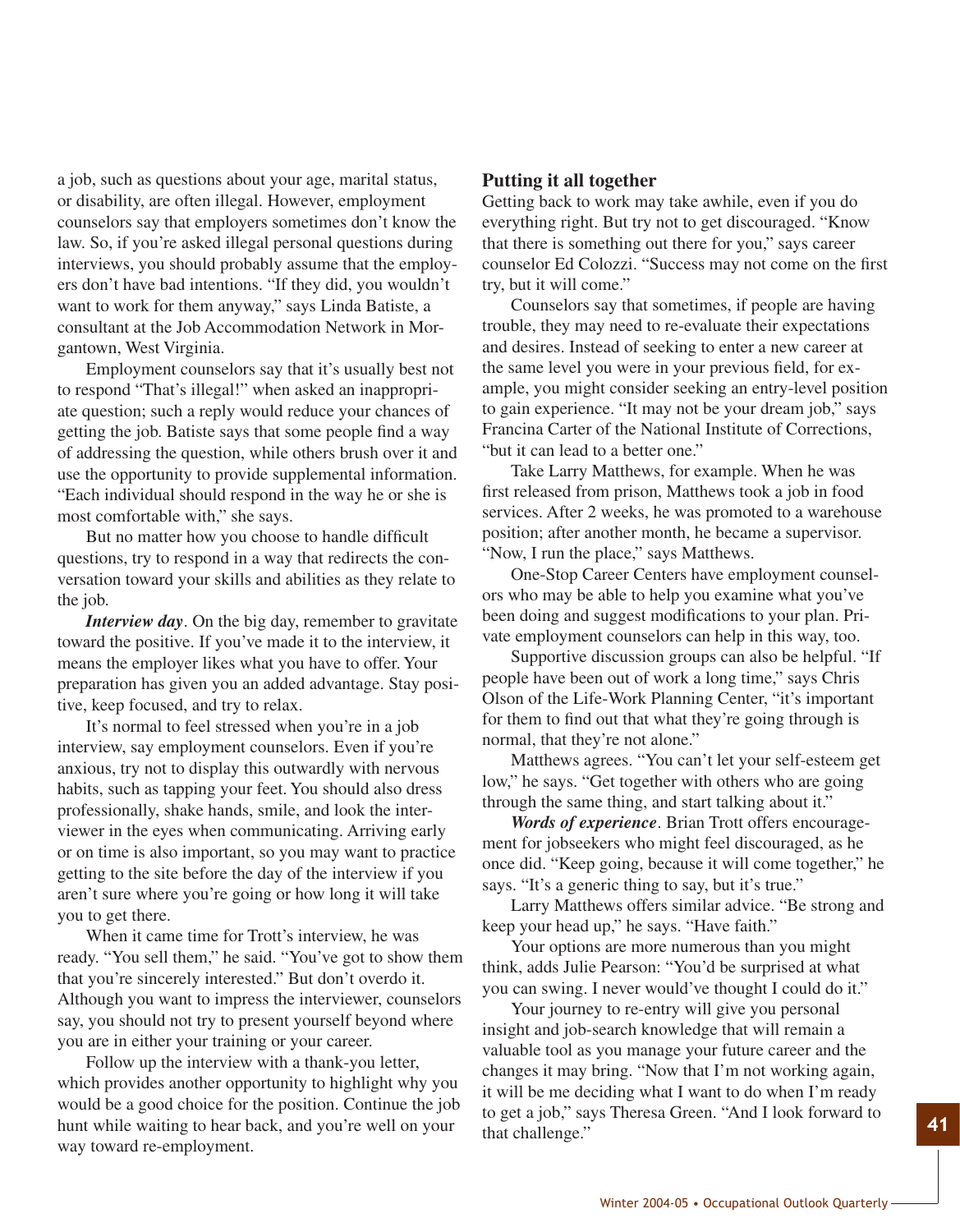a job, such as questions about your age, marital status, or disability, are often illegal. However, employment counselors say that employers sometimes don't know the law. So, if you're asked illegal personal questions during interviews, you should probably assume that the employers don't have bad intentions. "If they did, you wouldn't want to work for them anyway," says Linda Batiste, a consultant at the Job Accommodation Network in Morgantown, West Virginia.

Employment counselors say that it's usually best not to respond "That's illegal!" when asked an inappropriate question; such a reply would reduce your chances of getting the job. Batiste says that some people find a way of addressing the question, while others brush over it and use the opportunity to provide supplemental information. "Each individual should respond in the way he or she is most comfortable with," she says.

But no matter how you choose to handle difficult questions, try to respond in a way that redirects the conversation toward your skills and abilities as they relate to the job.

***Interview day***. On the big day, remember to gravitate toward the positive. If you've made it to the interview, it means the employer likes what you have to offer. Your preparation has given you an added advantage. Stay positive, keep focused, and try to relax.

It's normal to feel stressed when you're in a job interview, say employment counselors. Even if you're anxious, try not to display this outwardly with nervous habits, such as tapping your feet. You should also dress professionally, shake hands, smile, and look the interviewer in the eyes when communicating. Arriving early or on time is also important, so you may want to practice getting to the site before the day of the interview if you aren't sure where you're going or how long it will take you to get there.

When it came time for Trott's interview, he was ready. "You sell them," he said. "You've got to show them that you're sincerely interested." But don't overdo it. Although you want to impress the interviewer, counselors say, you should not try to present yourself beyond where you are in either your training or your career.

Follow up the interview with a thank-you letter, which provides another opportunity to highlight why you would be a good choice for the position. Continue the job hunt while waiting to hear back, and you're well on your way toward re-employment.

## Putting it all together

Getting back to work may take awhile, even if you do everything right. But try not to get discouraged. "Know that there is something out there for you," says career counselor Ed Colozzi. "Success may not come on the first try, but it will come."

Counselors say that sometimes, if people are having trouble, they may need to re-evaluate their expectations and desires. Instead of seeking to enter a new career at the same level you were in your previous field, for example, you might consider seeking an entry-level position to gain experience. "It may not be your dream job," says Francina Carter of the National Institute of Corrections, "but it can lead to a better one."

Take Larry Matthews, for example. When he was first released from prison, Matthews took a job in food services. After 2 weeks, he was promoted to a warehouse position; after another month, he became a supervisor. "Now, I run the place," says Matthews.

One-Stop Career Centers have employment counselors who may be able to help you examine what you've been doing and suggest modifications to your plan. Private employment counselors can help in this way, too.

Supportive discussion groups can also be helpful. "If people have been out of work a long time," says Chris Olson of the Life-Work Planning Center, "it's important for them to find out that what they're going through is normal, that they're not alone."

Matthews agrees. "You can't let your self-esteem get low," he says. "Get together with others who are going through the same thing, and start talking about it."

***Words of experience***. Brian Trott offers encouragement for jobseekers who might feel discouraged, as he once did. "Keep going, because it will come together," he says. "It's a generic thing to say, but it's true."

Larry Matthews offers similar advice. "Be strong and keep your head up," he says. "Have faith."

Your options are more numerous than you might think, adds Julie Pearson: "You'd be surprised at what you can swing. I never would've thought I could do it."

Your journey to re-entry will give you personal insight and job-search knowledge that will remain a valuable tool as you manage your future career and the changes it may bring. "Now that I'm not working again, it will be me deciding what I want to do when I'm ready to get a job," says Theresa Green. "And I look forward to that challenge."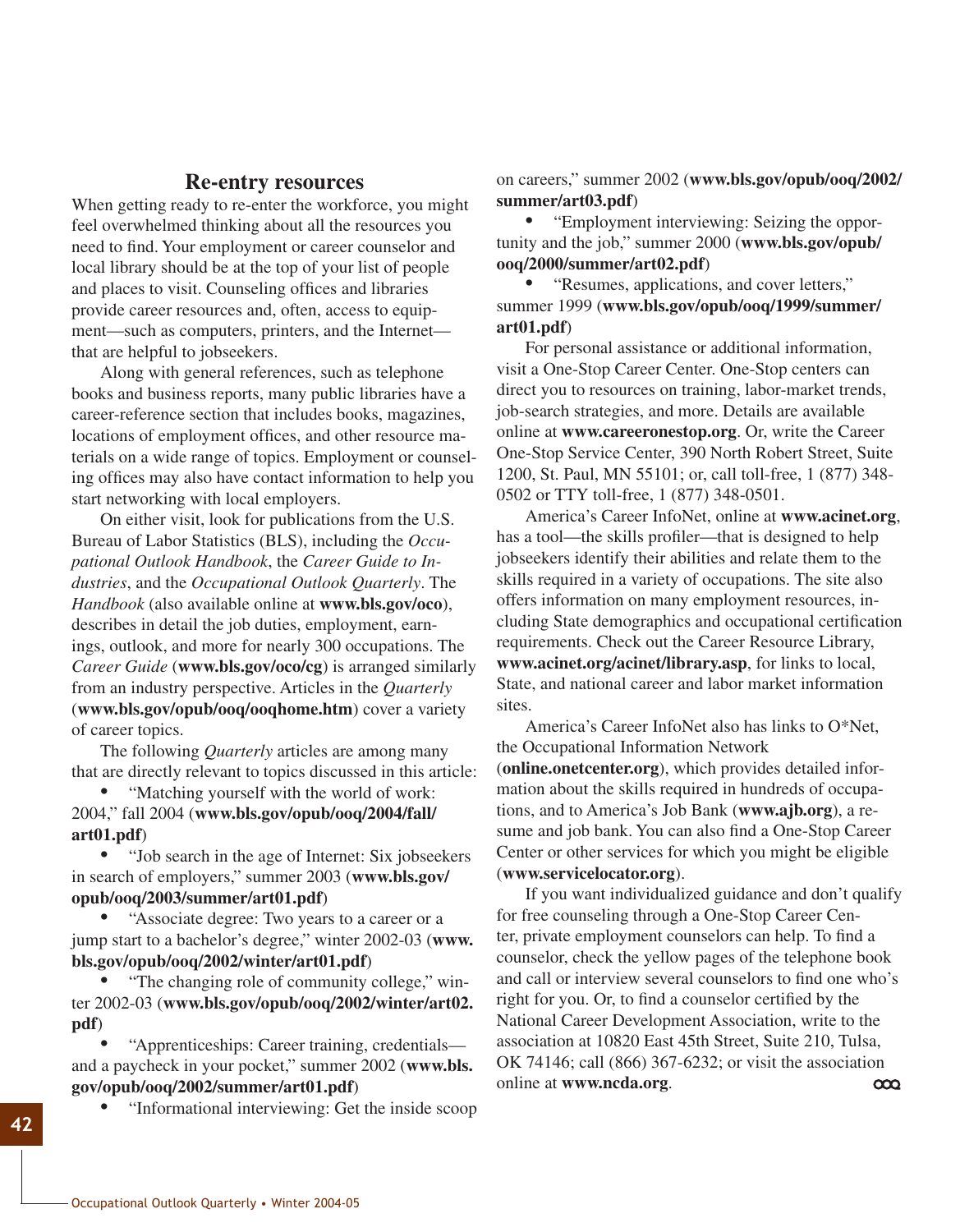## Re-entry resources

When getting ready to re-enter the workforce, you might feel overwhelmed thinking about all the resources you need to find. Your employment or career counselor and local library should be at the top of your list of people and places to visit. Counseling offices and libraries provide career resources and, often, access to equipment—such as computers, printers, and the Internet—that are helpful to jobseekers.

Along with general references, such as telephone books and business reports, many public libraries have a career-reference section that includes books, magazines, locations of employment offices, and other resource materials on a wide range of topics. Employment or counseling offices may also have contact information to help you start networking with local employers.

On either visit, look for publications from the U.S. Bureau of Labor Statistics (BLS), including the *Occupational Outlook Handbook*, the *Career Guide to Industries*, and the *Occupational Outlook Quarterly*. The *Handbook* (also available online at **www.bls.gov/oco**), describes in detail the job duties, employment, earnings, outlook, and more for nearly 300 occupations. The *Career Guide* (**www.bls.gov/oco/cg**) is arranged similarly from an industry perspective. Articles in the *Quarterly* (**www.bls.gov/opub/ooq/ooqhome.htm**) cover a variety of career topics.

The following *Quarterly* articles are among many that are directly relevant to topics discussed in this article:

- “Matching yourself with the world of work: 2004,” fall 2004 (**www.bls.gov/opub/ooq/2004/fall/art01.pdf**)
- “Job search in the age of Internet: Six jobseekers in search of employers,” summer 2003 (**www.bls.gov/opub/ooq/2003/summer/art01.pdf**)
- “Associate degree: Two years to a career or a jump start to a bachelor’s degree,” winter 2002-03 (**www.bls.gov/opub/ooq/2002/winter/art01.pdf**)
- “The changing role of community college,” winter 2002-03 (**www.bls.gov/opub/ooq/2002/winter/art02.pdf**)
- “Apprenticeships: Career training, credentials—and a paycheck in your pocket,” summer 2002 (**www.bls.gov/opub/ooq/2002/summer/art01.pdf**)
- “Informational interviewing: Get the inside scoop on careers,” summer 2002 (**www.bls.gov/opub/ooq/2002/summer/art03.pdf**)
- “Employment interviewing: Seizing the opportunity and the job,” summer 2000 (**www.bls.gov/opub/ooq/2000/summer/art02.pdf**)
- “Resumes, applications, and cover letters,” summer 1999 (**www.bls.gov/opub/ooq/1999/summer/art01.pdf**)

For personal assistance or additional information, visit a One-Stop Career Center. One-Stop centers can direct you to resources on training, labor-market trends, job-search strategies, and more. Details are available online at **www.careeronestop.org**. Or, write the Career One-Stop Service Center, 390 North Robert Street, Suite 1200, St. Paul, MN 55101; or, call toll-free, 1 (877) 348-0502 or TTY toll-free, 1 (877) 348-0501.

America’s Career InfoNet, online at **www.acinet.org**, has a tool—the skills profiler—that is designed to help jobseekers identify their abilities and relate them to the skills required in a variety of occupations. The site also offers information on many employment resources, including State demographics and occupational certification requirements. Check out the Career Resource Library, **www.acinet.org/acinet/library.asp**, for links to local, State, and national career and labor market information sites.

America’s Career InfoNet also has links to O*Net, the Occupational Information Network (**online.onetcenter.org**), which provides detailed information about the skills required in hundreds of occupations, and to America’s Job Bank (**www.ajb.org**), a resume and job bank. You can also find a One-Stop Career Center or other services for which you might be eligible (**www.servicelocator.org**).

If you want individualized guidance and don’t qualify for free counseling through a One-Stop Career Center, private employment counselors can help. To find a counselor, check the yellow pages of the telephone book and call or interview several counselors to find one who’s right for you. Or, to find a counselor certified by the National Career Development Association, write to the association at 10820 East 45th Street, Suite 210, Tulsa, OK 74146; call (866) 367-6232; or visit the association online at **www.ncda.org**.